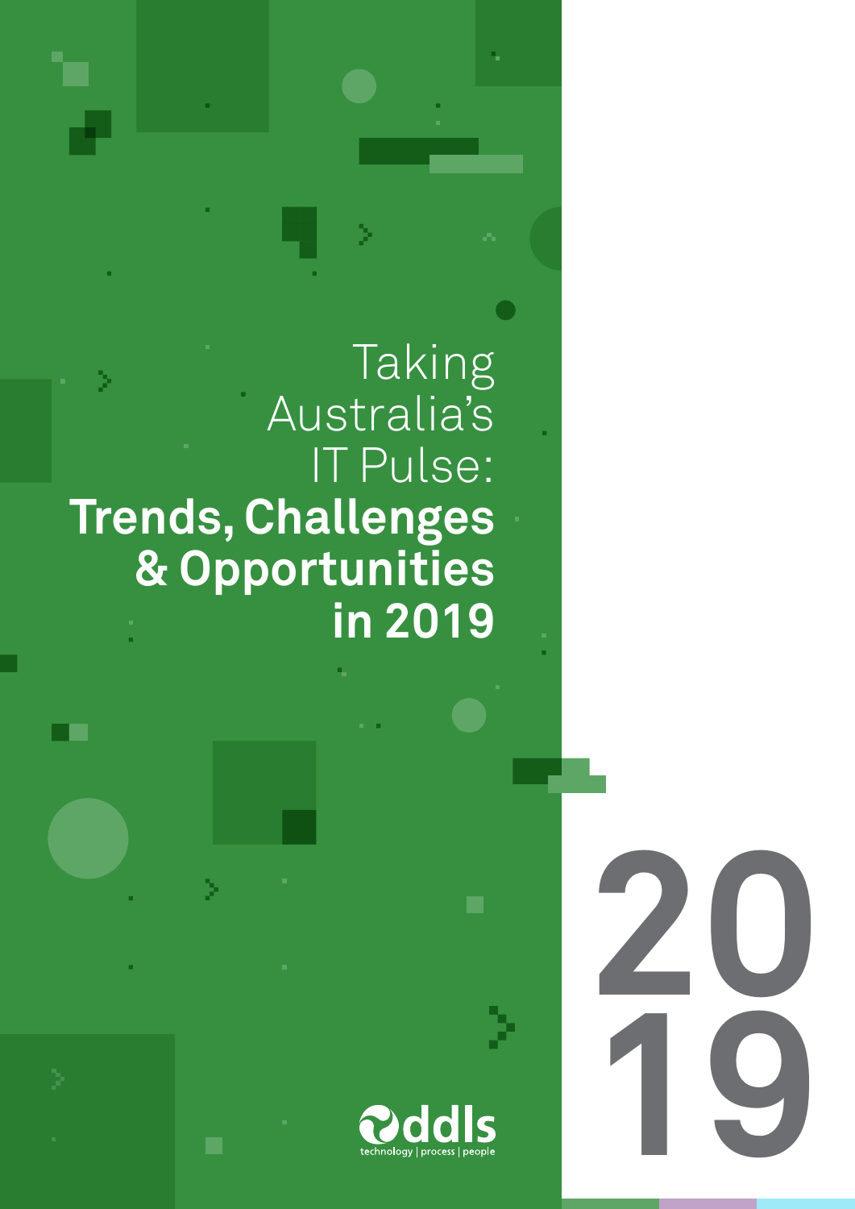# Taking Australia's IT Pulse: **Trends, Challenges & Opportunities in 2019**

ddls

technology | process | people

2019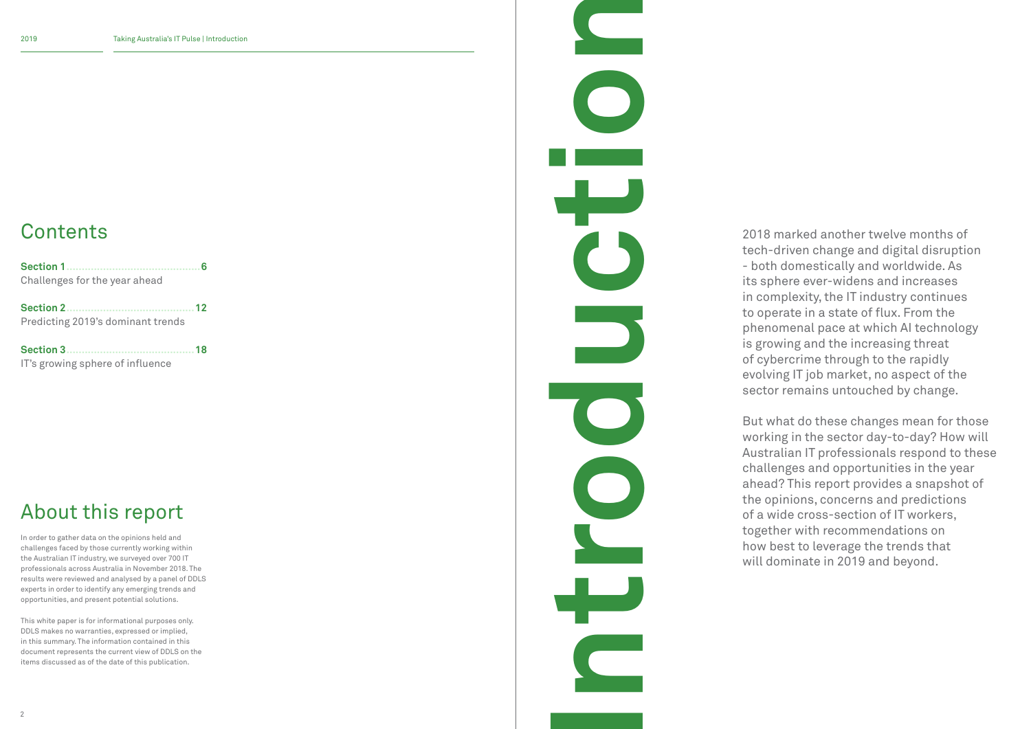## Contents

**Section 1**......................................**6**
Challenges for the year ahead

**Section 2**......................................**12**
Predicting 2019's dominant trends

**Section 3**......................................**18**
IT's growing sphere of influence

## About this report

In order to gather data on the opinions held and challenges faced by those currently working within the Australian IT industry, we surveyed over 700 IT professionals across Australia in November 2018. The results were reviewed and analysed by a panel of DDLS experts in order to identify any emerging trends and opportunities, and present potential solutions.

This white paper is for informational purposes only. DDLS makes no warranties, expressed or implied, in this summary. The information contained in this document represents the current view of DDLS on the items discussed as of the date of this publication.

# Introduction

2018 marked another twelve months of tech-driven change and digital disruption - both domestically and worldwide. As its sphere ever-widens and increases in complexity, the IT industry continues to operate in a state of flux. From the phenomenal pace at which AI technology is growing and the increasing threat of cybercrime through to the rapidly evolving IT job market, no aspect of the sector remains untouched by change.

But what do these changes mean for those working in the sector day-to-day? How will Australian IT professionals respond to these challenges and opportunities in the year ahead? This report provides a snapshot of the opinions, concerns and predictions of a wide cross-section of IT workers, together with recommendations on how best to leverage the trends that will dominate in 2019 and beyond.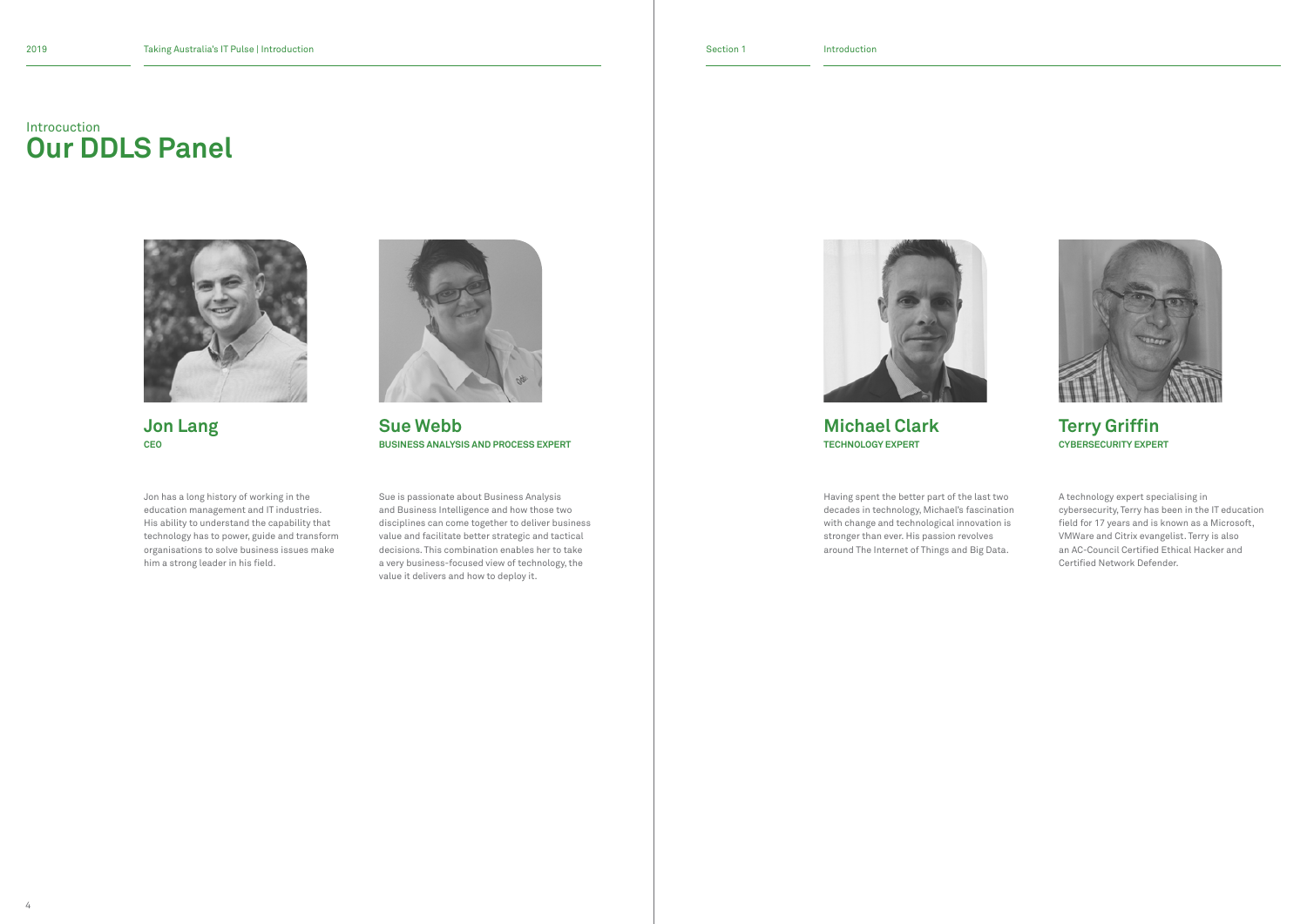Introcuction

# Our DDLS Panel

## Jon Lang

**CEO**

Jon has a long history of working in the education management and IT industries. His ability to understand the capability that technology has to power, guide and transform organisations to solve business issues make him a strong leader in his field.

## Sue Webb

**BUSINESS ANALYSIS AND PROCESS EXPERT**

Sue is passionate about Business Analysis and Business Intelligence and how those two disciplines can come together to deliver business value and facilitate better strategic and tactical decisions. This combination enables her to take a very business-focused view of technology, the value it delivers and how to deploy it.

## Michael Clark

**TECHNOLOGY EXPERT**

Having spent the better part of the last two decades in technology, Michael's fascination with change and technological innovation is stronger than ever. His passion revolves around The Internet of Things and Big Data.

## Terry Griffin

**CYBERSECURITY EXPERT**

A technology expert specialising in cybersecurity, Terry has been in the IT education field for 17 years and is known as a Microsoft, VMWare and Citrix evangelist. Terry is also an AC-Council Certified Ethical Hacker and Certified Network Defender.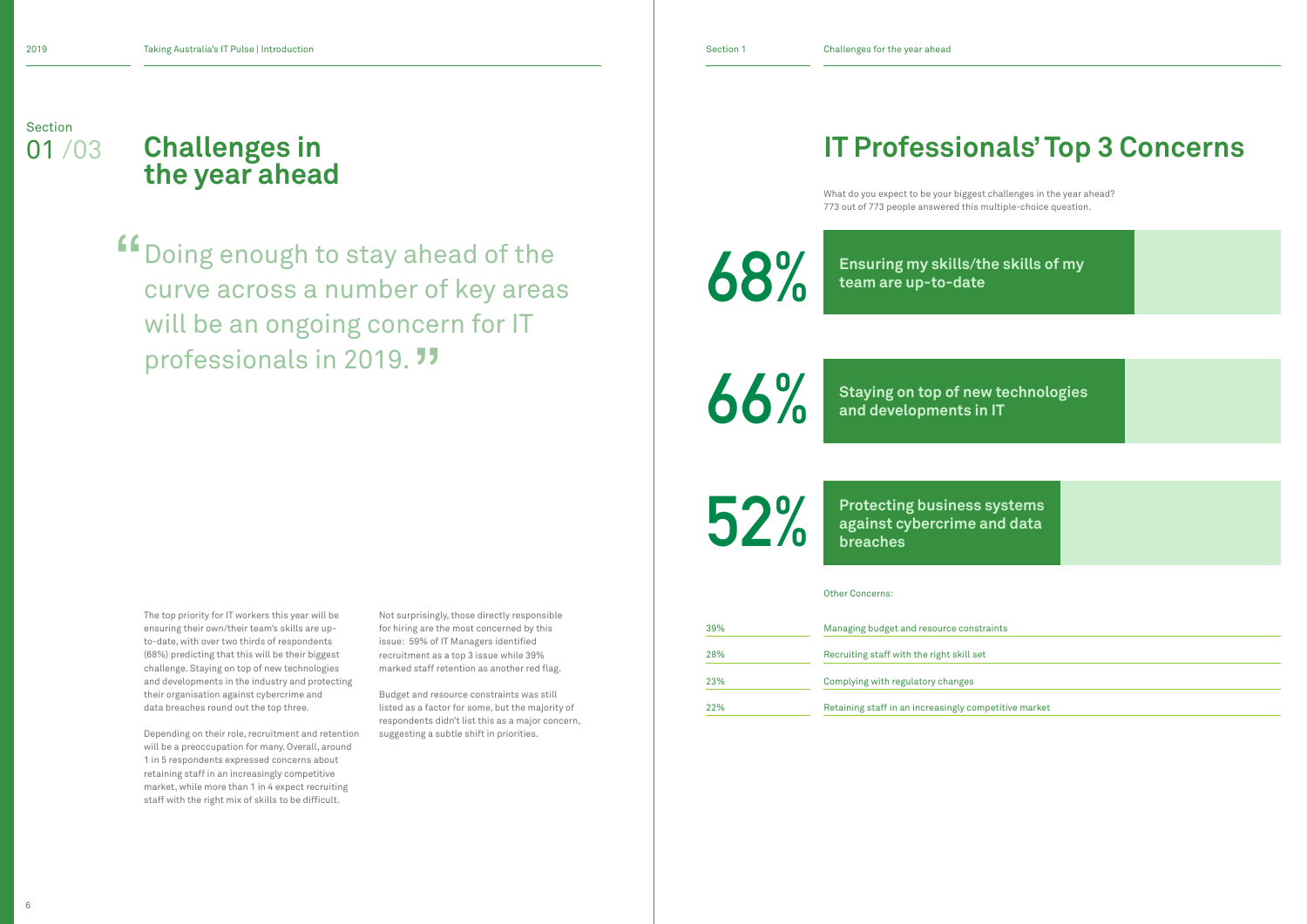Section 01 /03

# Challenges in the year ahead

> "Doing enough to stay ahead of the curve across a number of key areas will be an ongoing concern for IT professionals in 2019."

The top priority for IT workers this year will be ensuring their own/their team's skills are up-to-date, with over two thirds of respondents (68%) predicting that this will be their biggest challenge. Staying on top of new technologies and developments in the industry and protecting their organisation against cybercrime and data breaches round out the top three.

Depending on their role, recruitment and retention will be a preoccupation for many. Overall, around 1 in 5 respondents expressed concerns about retaining staff in an increasingly competitive market, while more than 1 in 4 expect recruiting staff with the right mix of skills to be difficult.

Not surprisingly, those directly responsible for hiring are the most concerned by this issue: 59% of IT Managers identified recruitment as a top 3 issue while 39% marked staff retention as another red flag.

Budget and resource constraints was still listed as a factor for some, but the majority of respondents didn't list this as a major concern, suggesting a subtle shift in priorities.

## IT Professionals' Top 3 Concerns

What do you expect to be your biggest challenges in the year ahead?
773 out of 773 people answered this multiple-choice question.

**68%** — **Ensuring my skills/the skills of my team are up-to-date**

**66%** — **Staying on top of new technologies and developments in IT**

**52%** — **Protecting business systems against cybercrime and data breaches**

Other Concerns:

| | |
|---|---|
| 39% | Managing budget and resource constraints |
| 28% | Recruiting staff with the right skill set |
| 23% | Complying with regulatory changes |
| 22% | Retaining staff in an increasingly competitive market |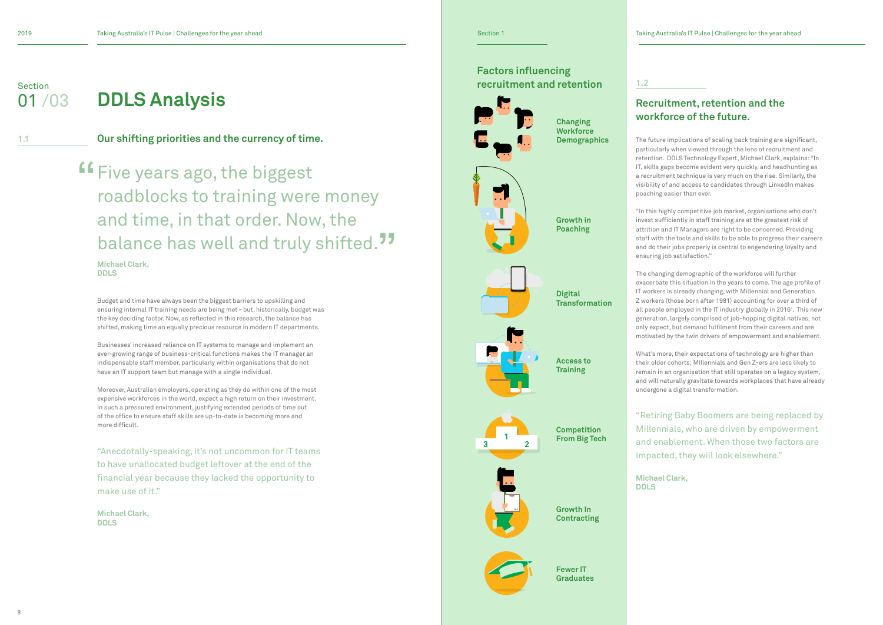Section
01 /03

# DDLS Analysis

## 1.1 Our shifting priorities and the currency of time.

> "Five years ago, the biggest roadblocks to training were money and time, in that order. Now, the balance has well and truly shifted."
>
> **Michael Clark, DDLS**

Budget and time have always been the biggest barriers to upskilling and ensuring internal IT training needs are being met - but, historically, budget was the key deciding factor. Now, as reflected in this research, the balance has shifted, making time an equally precious resource in modern IT departments.

Businesses' increased reliance on IT systems to manage and implement an ever-growing range of business-critical functions makes the IT manager an indispensable staff member, particularly within organisations that do not have an IT support team but manage with a single individual.

Moreover, Australian employers, operating as they do within one of the most expensive workforces in the world, expect a high return on their investment. In such a pressured environment, justifying extended periods of time out of the office to ensure staff skills are up-to-date is becoming more and more difficult.

> "Anecdotally-speaking, it's not uncommon for IT teams to have unallocated budget leftover at the end of the financial year because they lacked the opportunity to make use of it."
>
> **Michael Clark, DDLS**

Section 1

### Factors influencing recruitment and retention

- Changing Workforce Demographics
- Growth in Poaching
- Digital Transformation
- Access to Training
- Competition From Big Tech
- Growth In Contracting
- Fewer IT Graduates

## 1.2 Recruitment, retention and the workforce of the future.

The future implications of scaling back training are significant, particularly when viewed through the lens of recruitment and retention. DDLS Technology Expert, Michael Clark, explains: "In IT, skills gaps become evident very quickly, and headhunting as a recruitment technique is very much on the rise. Similarly, the visibility of and access to candidates through LinkedIn makes poaching easier than ever.

"In this highly competitive job market, organisations who don't invest sufficiently in staff training are at the greatest risk of attrition and IT Managers are right to be concerned. Providing staff with the tools and skills to be able to progress their careers and do their jobs properly is central to engendering loyalty and ensuring job satisfaction."

The changing demographic of the workforce will further exacerbate this situation in the years to come. The age profile of IT workers is already changing, with Millennial and Generation Z workers (those born after 1981) accounting for over a third of all people employed in the IT industry globally in 2016[1]. This new generation, largely comprised of job-hopping digital natives, not only expect, but demand fulfilment from their careers and are motivated by the twin drivers of empowerment and enablement.

What's more, their expectations of technology are higher than their older cohorts; MIllennials and Gen Z-ers are less likely to remain in an organisation that still operates on a legacy system, and will naturally gravitate towards workplaces that have already undergone a digital transformation.

> "Retiring Baby Boomers are being replaced by Millennials, who are driven by empowerment and enablement. When those two factors are impacted, they will look elsewhere."
>
> **Michael Clark, DDLS**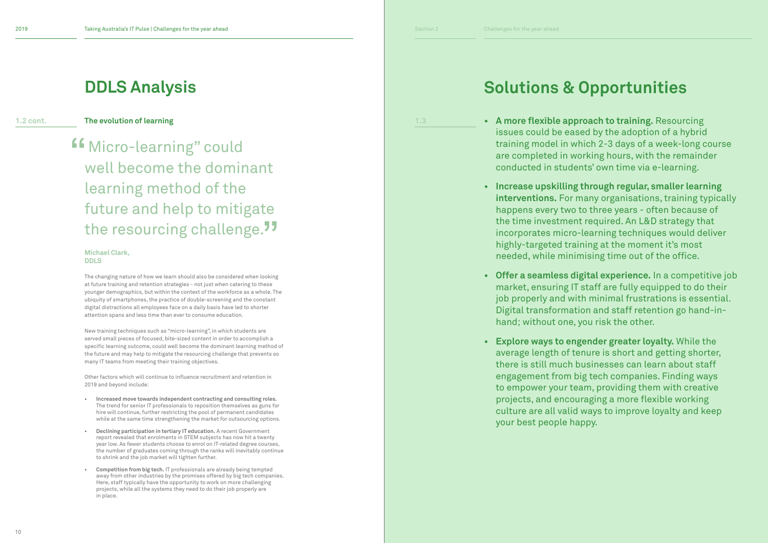# DDLS Analysis

**1.2 cont.**

## The evolution of learning

> "Micro-learning" could well become the dominant learning method of the future and help to mitigate the resourcing challenge."
>
> **Michael Clark, DDLS**

The changing nature of how we learn should also be considered when looking at future training and retention strategies - not just when catering to these younger demographics, but within the context of the workforce as a whole. The ubiquity of smartphones, the practice of double-screening and the constant digital distractions all employees face on a daily basis have led to shorter attention spans and less time than ever to consume education.

New training techniques such as "micro-learning", in which students are served small pieces of focused, bite-sized content in order to accomplish a specific learning outcome, could well become the dominant learning method of the future and may help to mitigate the resourcing challenge that prevents so many IT teams from meeting their training objectives.

Other factors which will continue to influence recruitment and retention in 2019 and beyond include:

- **Increased move towards independent contracting and consulting roles.** The trend for senior IT professionals to reposition themselves as guns for hire will continue, further restricting the pool of permanent candidates while at the same time strengthening the market for outsourcing options.
- **Declining participation in tertiary IT education.** A recent Government report revealed that enrolments in STEM subjects has now hit a twenty year low. As fewer students choose to enrol on IT-related degree courses, the number of graduates coming through the ranks will inevitably continue to shrink and the job market will tighten further.
- **Competition from big tech.** IT professionals are already being tempted away from other industries by the promises offered by big tech companies. Here, staff typically have the opportunity to work on more challenging projects, while all the systems they need to do their job properly are in place.

# Solutions & Opportunities

**1.3**

- **A more flexible approach to training.** Resourcing issues could be eased by the adoption of a hybrid training model in which 2-3 days of a week-long course are completed in working hours, with the remainder conducted in students' own time via e-learning.
- **Increase upskilling through regular, smaller learning interventions.** For many organisations, training typically happens every two to three years - often because of the time investment required. An L&D strategy that incorporates micro-learning techniques would deliver highly-targeted training at the moment it's most needed, while minimising time out of the office.
- **Offer a seamless digital experience.** In a competitive job market, ensuring IT staff are fully equipped to do their job properly and with minimal frustrations is essential. Digital transformation and staff retention go hand-in-hand; without one, you risk the other.
- **Explore ways to engender greater loyalty.** While the average length of tenure is short and getting shorter, there is still much businesses can learn about staff engagement from big tech companies. Finding ways to empower your team, providing them with creative projects, and encouraging a more flexible working culture are all valid ways to improve loyalty and keep your best people happy.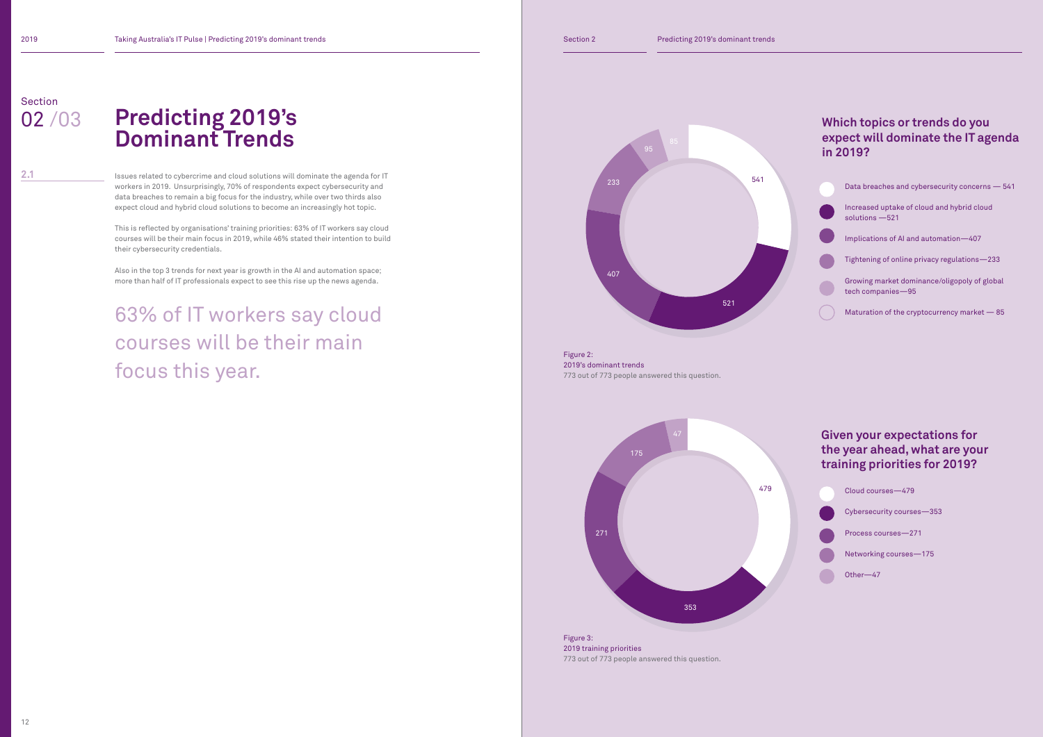Section
02 /03

# Predicting 2019's Dominant Trends

## 2.1

Issues related to cybercrime and cloud solutions will dominate the agenda for IT workers in 2019. Unsurprisingly, 70% of respondents expect cybersecurity and data breaches to remain a big focus for the industry, while over two thirds also expect cloud and hybrid cloud solutions to become an increasingly hot topic.

This is reflected by organisations' training priorities: 63% of IT workers say cloud courses will be their main focus in 2019, while 46% stated their intention to build their cybersecurity credentials.

Also in the top 3 trends for next year is growth in the AI and automation space; more than half of IT professionals expect to see this rise up the news agenda.

> 63% of IT workers say cloud courses will be their main focus this year.

### Which topics or trends do you expect will dominate the IT agenda in 2019?

- Data breaches and cybersecurity concerns — 541
- Increased uptake of cloud and hybrid cloud solutions —521
- Implications of AI and automation—407
- Tightening of online privacy regulations—233
- Growing market dominance/oligopoly of global tech companies—95
- Maturation of the cryptocurrency market — 85

Figure 2:
2019's dominant trends
773 out of 773 people answered this question.

### Given your expectations for the year ahead, what are your training priorities for 2019?

- Cloud courses—479
- Cybersecurity courses—353
- Process courses—271
- Networking courses—175
- Other—47

Figure 3:
2019 training priorities
773 out of 773 people answered this question.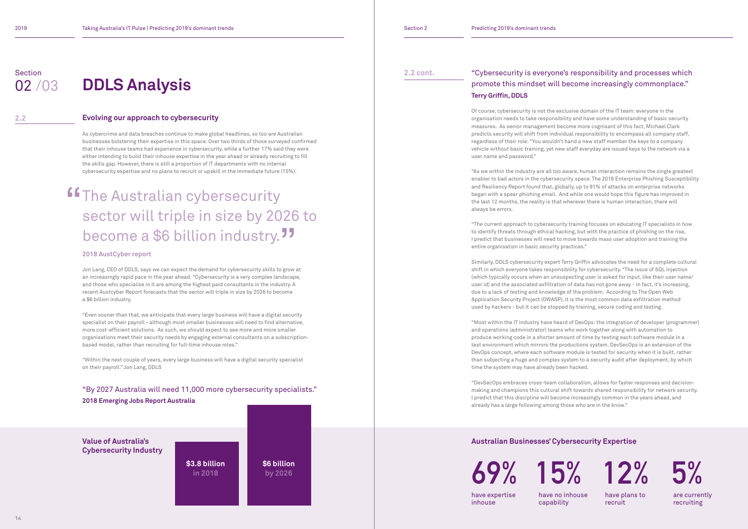Section 02 /03

# DDLS Analysis

## 2.2 Evolving our approach to cybersecurity

As cybercrime and data breaches continue to make global headlines, so too are Australian businesses bolstering their expertise in this space. Over two thirds of those surveyed confirmed that their inhouse teams had experience in cybersecurity, while a further 17% said they were either intending to build their inhouse expertise in the year ahead or already recruiting to fill the skills gap. However, there is still a proportion of IT departments with no internal cybersecurity expertise and no plans to recruit or upskill in the immediate future (15%).

> "The Australian cybersecurity sector will triple in size by 2026 to become a $6 billion industry."
>
> **2018 AustCyber report**

Jon Lang, CEO of DDLS, says we can expect the demand for cybersecurity skills to grow at an increasingly rapid pace in the year ahead: "Cybersecurity is a very complex landscape, and those who specialise in it are among the highest paid consultants in the industry. A recent Austcyber Report forecasts that the sector will triple in size by 2026 to become a $6 billion industry.

"Even sooner than that, we anticipate that every large business will have a digital security specialist on their payroll - although most smaller businesses will need to find alternative, more cost-efficient solutions. As such, we should expect to see more and more smaller organisations meet their security needs by engaging external consultants on a subscription-based model, rather than recruiting for full-time inhouse roles."

"Within the next couple of years, every large business will have a digital security specialist on their payroll." Jon Lang, DDLS

> "By 2027 Australia will need 11,000 more cybersecurity specialists."
>
> **2018 Emerging Jobs Report Australia**

**Value of Australia's Cybersecurity Industry**

| Year | Value |
|---|---|
| in 2018 | $3.8 billion |
| by 2026 | $6 billion |

## 2.2 cont.

> "Cybersecurity is everyone's responsibility and processes which promote this mindset will become increasingly commonplace."
>
> **Terry Griffin, DDLS**

Of course, cybersecurity is not the exclusive domain of the IT team: everyone in the organisation needs to take responsibility and have some understanding of basic security measures. As senior management become more cognisant of this fact, Michael Clark predicts security will shift from individual responsibility to encompass all company staff, regardless of their role: "You wouldn't hand a new staff member the keys to a company vehicle without basic training, yet new staff everyday are issued keys to the network via a user name and password."

"As we within the industry are all too aware, human interaction remains the single greatest enabler to bad actors in the cybersecurity space. The 2016 Enterprise Phishing Susceptibility and Resiliency Report found that, globally, up to 91% of attacks on enterprise networks began with a spear phishing email. And while one would hope this figure has improved in the last 12 months, the reality is that wherever there is human interaction, there will always be errors.

"The current approach to cybersecurity training focuses on educating IT specialists in how to identify threats through ethical hacking, but with the practice of phishing on the rise, I predict that businesses will need to move towards mass user adoption and training the entire organisation in basic security practices."

Similarly, DDLS cybersecurity expert Terry Griffin advocates the need for a complete cultural shift in which everyone takes responsibility for cybersecurity. "The issue of SQL injection (which typically occurs when an unsuspecting user is asked for input, like their user name/ user id) and the associated exfiltration of data has not gone away - in fact, it's increasing, due to a lack of testing and knowledge of the problem. According to The Open Web Application Security Project (OWASP), it is the most common data exfiltration method used by hackers - but it can be stopped by training, secure coding and testing.

"Most within the IT industry have heard of DevOps: the integration of developer (programmer) and operations (administrator) teams who work together along with automation to produce working code in a shorter amount of time by testing each software module in a test environment which mirrors the productions system. DevSecOps is an extension of the DevOps concept, where each software module is tested for security when it is built, rather than subjecting a huge and complex system to a security audit after deployment, by which time the system may have already been hacked.

"DevSecOps embraces cross-team collaboration, allows for faster responses and decision-making and champions this cultural shift towards shared responsibility for network security. I predict that this discipline will become increasingly common in the years ahead, and already has a large following among those who are in the know."

**Australian Businesses' Cybersecurity Expertise**

| 69% | 15% | 12% | 5% |
|---|---|---|---|
| have expertise inhouse | have no inhouse capability | have plans to recruit | are currently recruiting |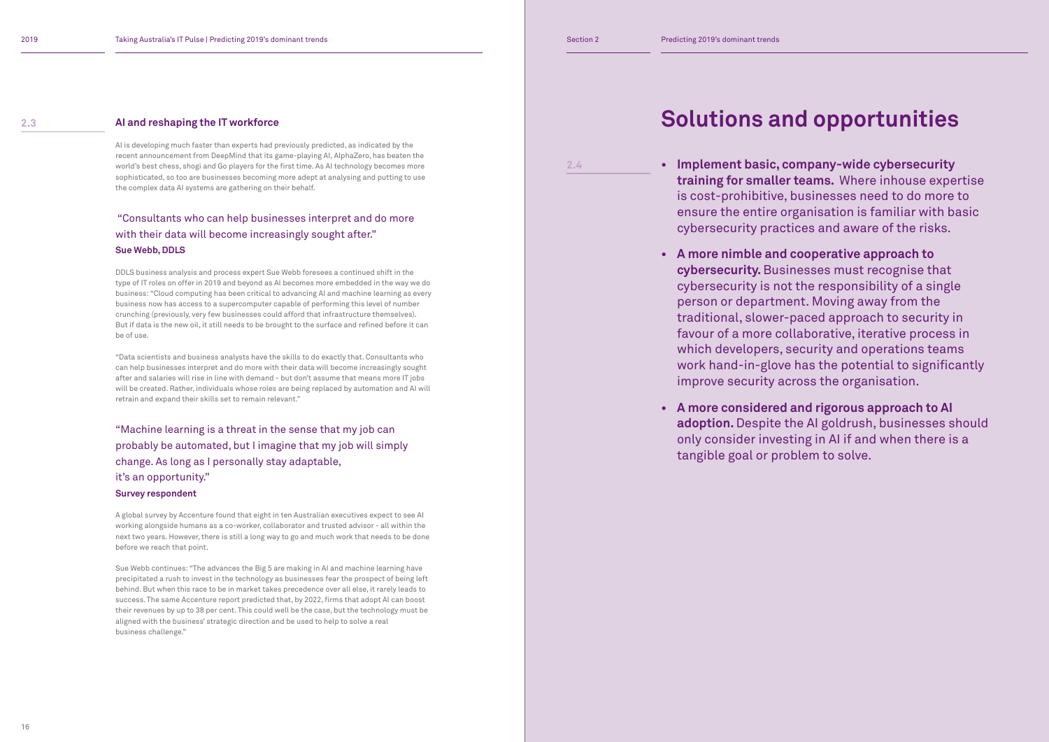## 2.3 AI and reshaping the IT workforce

AI is developing much faster than experts had previously predicted, as indicated by the recent announcement from DeepMind that its game-playing AI, AlphaZero, has beaten the world's best chess, shogi and Go players for the first time. As AI technology becomes more sophisticated, so too are businesses becoming more adept at analysing and putting to use the complex data AI systems are gathering on their behalf.

> "Consultants who can help businesses interpret and do more with their data will become increasingly sought after."
> **Sue Webb, DDLS**

DDLS business analysis and process expert Sue Webb foresees a continued shift in the type of IT roles on offer in 2019 and beyond as AI becomes more embedded in the way we do business: "Cloud computing has been critical to advancing AI and machine learning as every business now has access to a supercomputer capable of performing this level of number crunching (previously, very few businesses could afford that infrastructure themselves). But if data is the new oil, it still needs to be brought to the surface and refined before it can be of use.

"Data scientists and business analysts have the skills to do exactly that. Consultants who can help businesses interpret and do more with their data will become increasingly sought after and salaries will rise in line with demand - but don't assume that means more IT jobs will be created. Rather, individuals whose roles are being replaced by automation and AI will retrain and expand their skills set to remain relevant."

> "Machine learning is a threat in the sense that my job can probably be automated, but I imagine that my job will simply change. As long as I personally stay adaptable, it's an opportunity."
> **Survey respondent**

A global survey by Accenture found that eight in ten Australian executives expect to see AI working alongside humans as a co-worker, collaborator and trusted advisor - all within the next two years. However, there is still a long way to go and much work that needs to be done before we reach that point.

Sue Webb continues: "The advances the Big 5 are making in AI and machine learning have precipitated a rush to invest in the technology as businesses fear the prospect of being left behind. But when this race to be in market takes precedence over all else, it rarely leads to success. The same Accenture report predicted that, by 2022, firms that adopt AI can boost their revenues by up to 38 per cent. This could well be the case, but the technology must be aligned with the business' strategic direction and be used to help to solve a real business challenge."

## 2.4 Solutions and opportunities

- **Implement basic, company-wide cybersecurity training for smaller teams.** Where inhouse expertise is cost-prohibitive, businesses need to do more to ensure the entire organisation is familiar with basic cybersecurity practices and aware of the risks.
- **A more nimble and cooperative approach to cybersecurity.** Businesses must recognise that cybersecurity is not the responsibility of a single person or department. Moving away from the traditional, slower-paced approach to security in favour of a more collaborative, iterative process in which developers, security and operations teams work hand-in-glove has the potential to significantly improve security across the organisation.
- **A more considered and rigorous approach to AI adoption.** Despite the AI goldrush, businesses should only consider investing in AI if and when there is a tangible goal or problem to solve.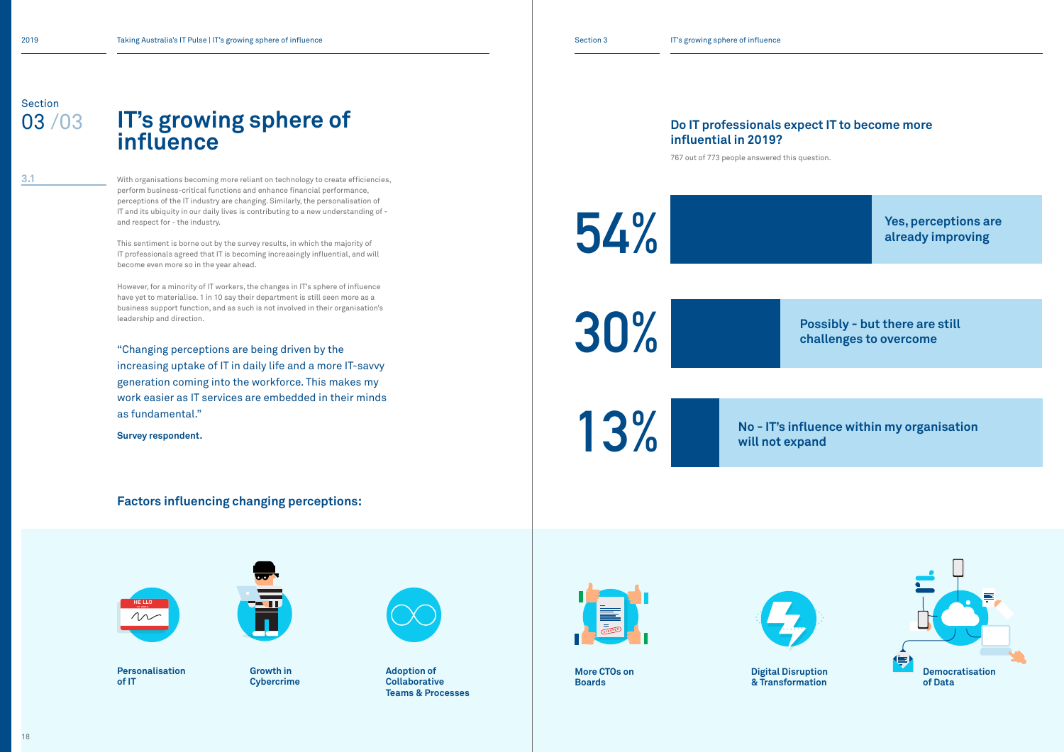Section 03 /03

# IT's growing sphere of influence

3.1

With organisations becoming more reliant on technology to create efficiencies, perform business-critical functions and enhance financial performance, perceptions of the IT industry are changing. Similarly, the personalisation of IT and its ubiquity in our daily lives is contributing to a new understanding of - and respect for - the industry.

This sentiment is borne out by the survey results, in which the majority of IT professionals agreed that IT is becoming increasingly influential, and will become even more so in the year ahead.

However, for a minority of IT workers, the changes in IT's sphere of influence have yet to materialise. 1 in 10 say their department is still seen more as a business support function, and as such is not involved in their organisation's leadership and direction.

"Changing perceptions are being driven by the increasing uptake of IT in daily life and a more IT-savvy generation coming into the workforce. This makes my work easier as IT services are embedded in their minds as fundamental."

**Survey respondent.**

## Do IT professionals expect IT to become more influential in 2019?

767 out of 773 people answered this question.

| Percentage | Response |
|---|---|
| 54% | Yes, perceptions are already improving |
| 30% | Possibly - but there are still challenges to overcome |
| 13% | No - IT's influence within my organisation will not expand |

### Factors influencing changing perceptions:

- Personalisation of IT
- Growth in Cybercrime
- Adoption of Collaborative Teams & Processes
- More CTOs on Boards
- Digital Disruption & Transformation
- Democratisation of Data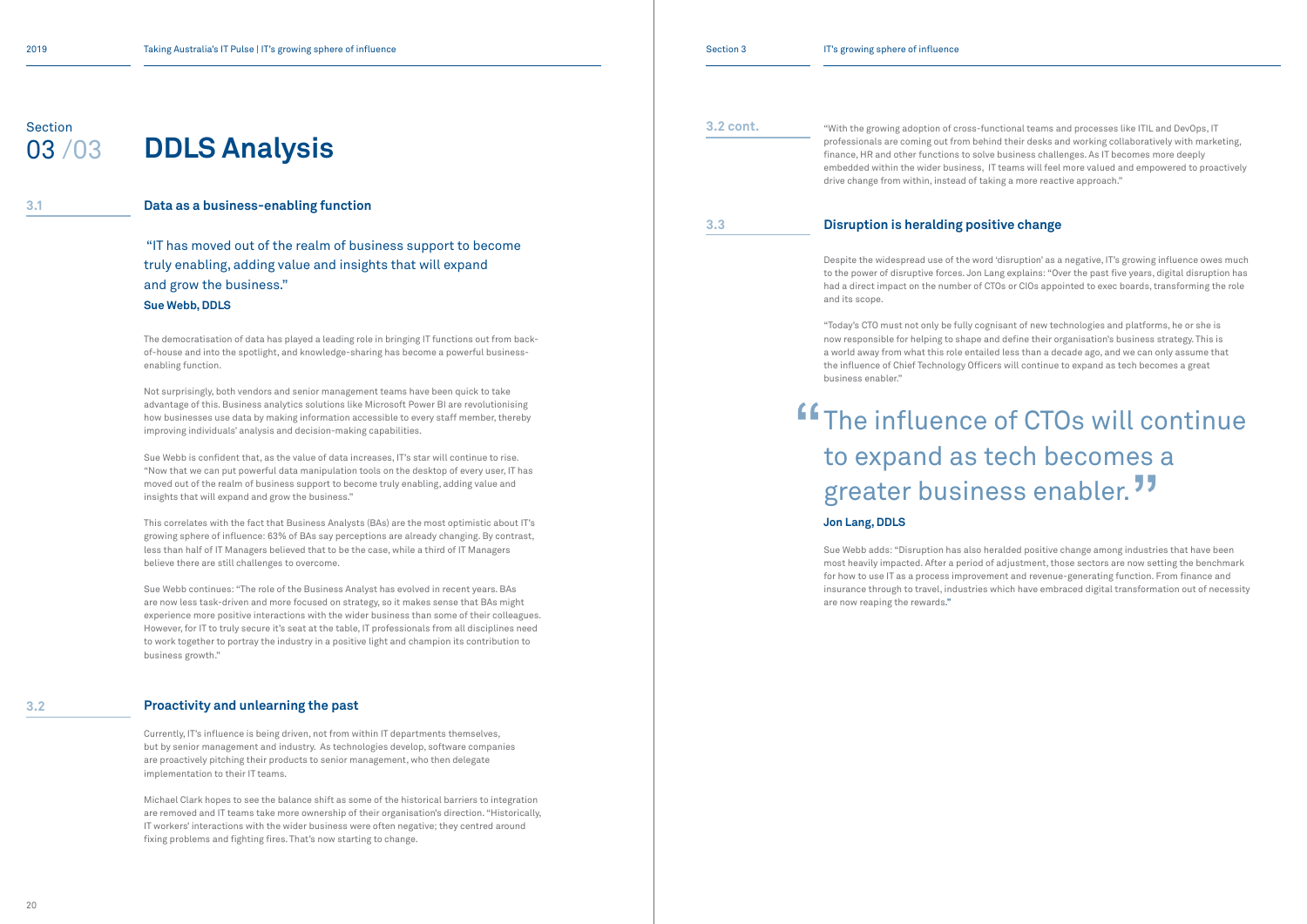# Section 03 /03 DDLS Analysis

## 3.1 Data as a business-enabling function

> "IT has moved out of the realm of business support to become truly enabling, adding value and insights that will expand and grow the business."
>
> **Sue Webb, DDLS**

The democratisation of data has played a leading role in bringing IT functions out from back-of-house and into the spotlight, and knowledge-sharing has become a powerful business-enabling function.

Not surprisingly, both vendors and senior management teams have been quick to take advantage of this. Business analytics solutions like Microsoft Power BI are revolutionising how businesses use data by making information accessible to every staff member, thereby improving individuals' analysis and decision-making capabilities.

Sue Webb is confident that, as the value of data increases, IT's star will continue to rise. "Now that we can put powerful data manipulation tools on the desktop of every user, IT has moved out of the realm of business support to become truly enabling, adding value and insights that will expand and grow the business."

This correlates with the fact that Business Analysts (BAs) are the most optimistic about IT's growing sphere of influence: 63% of BAs say perceptions are already changing. By contrast, less than half of IT Managers believed that to be the case, while a third of IT Managers believe there are still challenges to overcome.

Sue Webb continues: "The role of the Business Analyst has evolved in recent years. BAs are now less task-driven and more focused on strategy, so it makes sense that BAs might experience more positive interactions with the wider business than some of their colleagues. However, for IT to truly secure it's seat at the table, IT professionals from all disciplines need to work together to portray the industry in a positive light and champion its contribution to business growth."

## 3.2 Proactivity and unlearning the past

Currently, IT's influence is being driven, not from within IT departments themselves, but by senior management and industry. As technologies develop, software companies are proactively pitching their products to senior management, who then delegate implementation to their IT teams.

Michael Clark hopes to see the balance shift as some of the historical barriers to integration are removed and IT teams take more ownership of their organisation's direction. "Historically, IT workers' interactions with the wider business were often negative; they centred around fixing problems and fighting fires. That's now starting to change.

"With the growing adoption of cross-functional teams and processes like ITIL and DevOps, IT professionals are coming out from behind their desks and working collaboratively with marketing, finance, HR and other functions to solve business challenges. As IT becomes more deeply embedded within the wider business, IT teams will feel more valued and empowered to proactively drive change from within, instead of taking a more reactive approach."

## 3.3 Disruption is heralding positive change

Despite the widespread use of the word 'disruption' as a negative, IT's growing influence owes much to the power of disruptive forces. Jon Lang explains: "Over the past five years, digital disruption has had a direct impact on the number of CTOs or CIOs appointed to exec boards, transforming the role and its scope.

"Today's CTO must not only be fully cognisant of new technologies and platforms, he or she is now responsible for helping to shape and define their organisation's business strategy. This is a world away from what this role entailed less than a decade ago, and we can only assume that the influence of Chief Technology Officers will continue to expand as tech becomes a great business enabler."

> "The influence of CTOs will continue to expand as tech becomes a greater business enabler."
>
> **Jon Lang, DDLS**

Sue Webb adds: "Disruption has also heralded positive change among industries that have been most heavily impacted. After a period of adjustment, those sectors are now setting the benchmark for how to use IT as a process improvement and revenue-generating function. From finance and insurance through to travel, industries which have embraced digital transformation out of necessity are now reaping the rewards."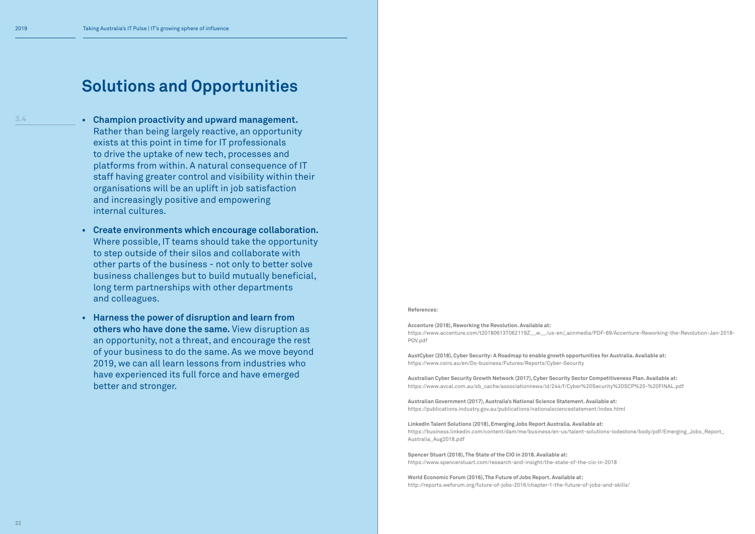## Solutions and Opportunities

3.4

- **Champion proactivity and upward management.** Rather than being largely reactive, an opportunity exists at this point in time for IT professionals to drive the uptake of new tech, processes and platforms from within. A natural consequence of IT staff having greater control and visibility within their organisations will be an uplift in job satisfaction and increasingly positive and empowering internal cultures.

- **Create environments which encourage collaboration.** Where possible, IT teams should take the opportunity to step outside of their silos and collaborate with other parts of the business - not only to better solve business challenges but to build mutually beneficial, long term partnerships with other departments and colleagues.

- **Harness the power of disruption and learn from others who have done the same.** View disruption as an opportunity, not a threat, and encourage the rest of your business to do the same. As we move beyond 2019, we can all learn lessons from industries who have experienced its full force and have emerged better and stronger.

**References:**

**Accenture (2018), Reworking the Revolution. Available at:**
https://www.accenture.com/t20180613T062119Z__w__/us-en/_acnmedia/PDF-69/Accenture-Reworking-the-Revolution-Jan-2018-POV.pdf

**AustCyber (2018), Cyber Security: A Roadmap to enable growth opportunities for Australia. Available at:**
https://www.csiro.au/en/Do-business/Futures/Reports/Cyber-Security

**Australian Cyber Security Growth Network (2017), Cyber Security Sector Competitiveness Plan. Available at:**
https://www.avcal.com.au/sb_cache/associationnews/id/244/f/Cyber%20Security%20SCP%20-%20FINAL.pdf

**Australian Government (2017), Australia's National Science Statement. Available at:**
https://publications.industry.gov.au/publications/nationalsciencestatement/index.html

**LinkedIn Talent Solutions (2018), Emerging Jobs Report Australia. Available at:**
https://business.linkedin.com/content/dam/me/business/en-us/talent-solutions-lodestone/body/pdf/Emerging_Jobs_Report_Australia_Aug2018.pdf

**Spencer Stuart (2018), The State of the CIO in 2018. Available at:**
https://www.spencerstuart.com/research-and-insight/the-state-of-the-cio-in-2018

**World Economic Forum (2016), The Future of Jobs Report. Available at:**
http://reports.weforum.org/future-of-jobs-2016/chapter-1-the-future-of-jobs-and-skills/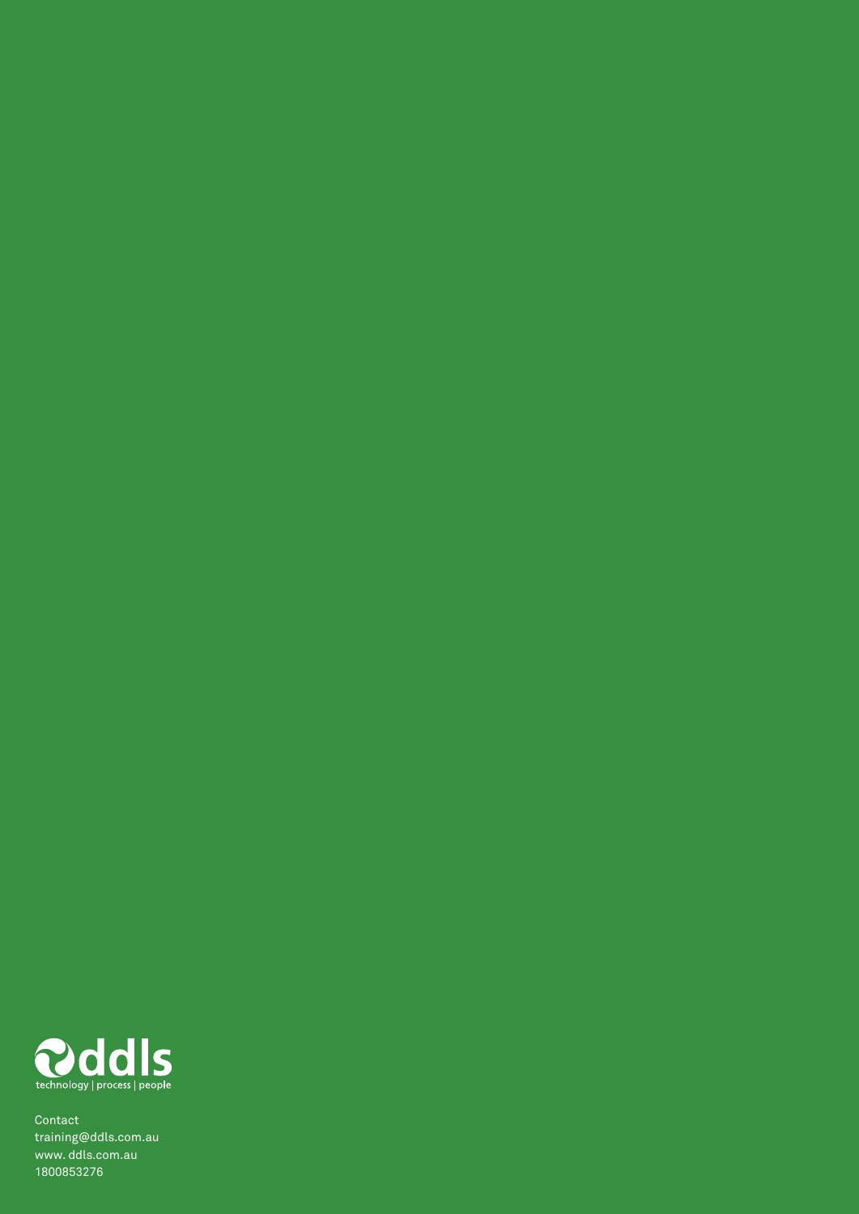ddls

technology | process | people

Contact
training@ddls.com.au
www. ddls.com.au
1800853276